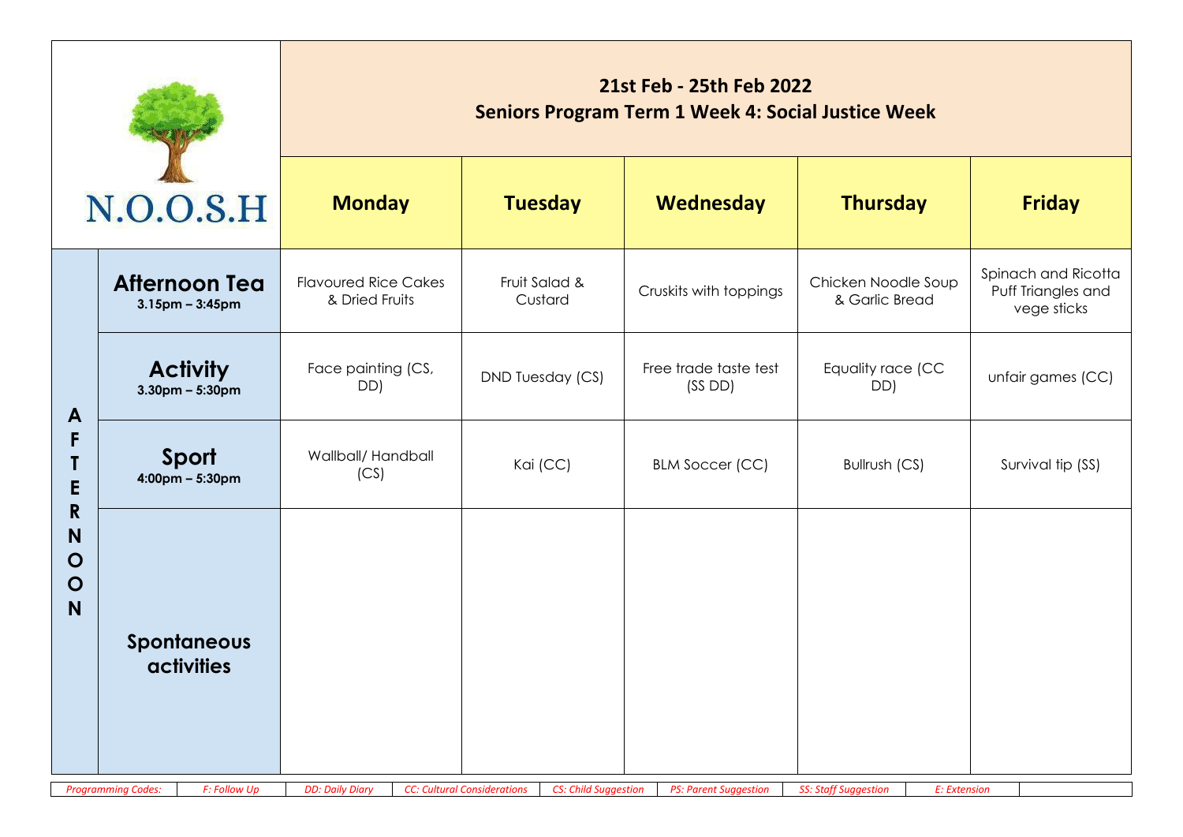N.O.O.S.H

## 21st Feb - 25th Feb 2022
## Seniors Program Term 1 Week 4: Social Justice Week

| AFTERNOON | | Monday | Tuesday | Wednesday | Thursday | Friday |
|---|---|---|---|---|---|---|
| | **Afternoon Tea** 3.15pm – 3:45pm | Flavoured Rice Cakes & Dried Fruits | Fruit Salad & Custard | Cruskits with toppings | Chicken Noodle Soup & Garlic Bread | Spinach and Ricotta Puff Triangles and vege sticks |
| | **Activity** 3.30pm – 5:30pm | Face painting (CS, DD) | DND Tuesday (CS) | Free trade taste test (SS DD) | Equality race (CC DD) | unfair games (CC) |
| | **Sport** 4:00pm – 5:30pm | Wallball/ Handball (CS) | Kai (CC) | BLM Soccer (CC) | Bullrush (CS) | Survival tip (SS) |
| | **Spontaneous activities** | | | | | |

*Programming Codes:* | *F: Follow Up* | *DD: Daily Diary* | *CC: Cultural Considerations* | *CS: Child Suggestion* | *PS: Parent Suggestion* | *SS: Staff Suggestion* | *E: Extension*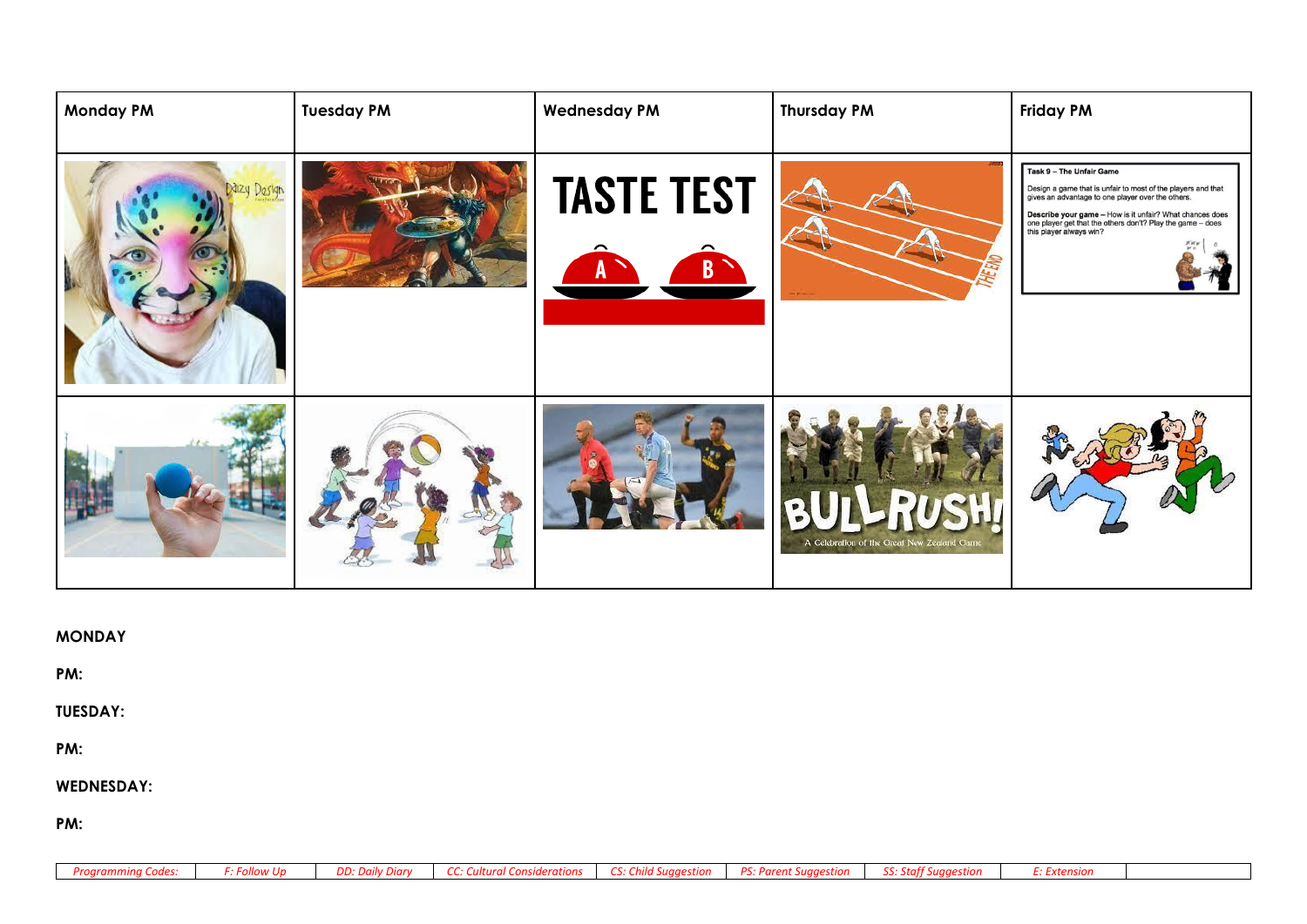| Monday PM | Tuesday PM | Wednesday PM | Thursday PM | Friday PM |
| --- | --- | --- | --- | --- |
| | | TASTE TEST | | Task 9 – The Unfair Game<br>Design a game that is unfair to most of the players and that gives an advantage to one player over the others.<br>Describe your game – How is it unfair? What chances does one player get that the others don't? Play the game – does this player always win? |
| | | | BULLRUSH! A Celebration of the Great New Zealand Game | |

**MONDAY**

**PM:**

**TUESDAY:**

**PM:**

**WEDNESDAY:**

**PM:**

| *Programming Codes:* | *F: Follow Up* | *DD: Daily Diary* | *CC: Cultural Considerations* | *CS: Child Suggestion* | *PS: Parent Suggestion* | *SS: Staff Suggestion* | *E: Extension* | |
| --- | --- | --- | --- | --- | --- | --- | --- | --- |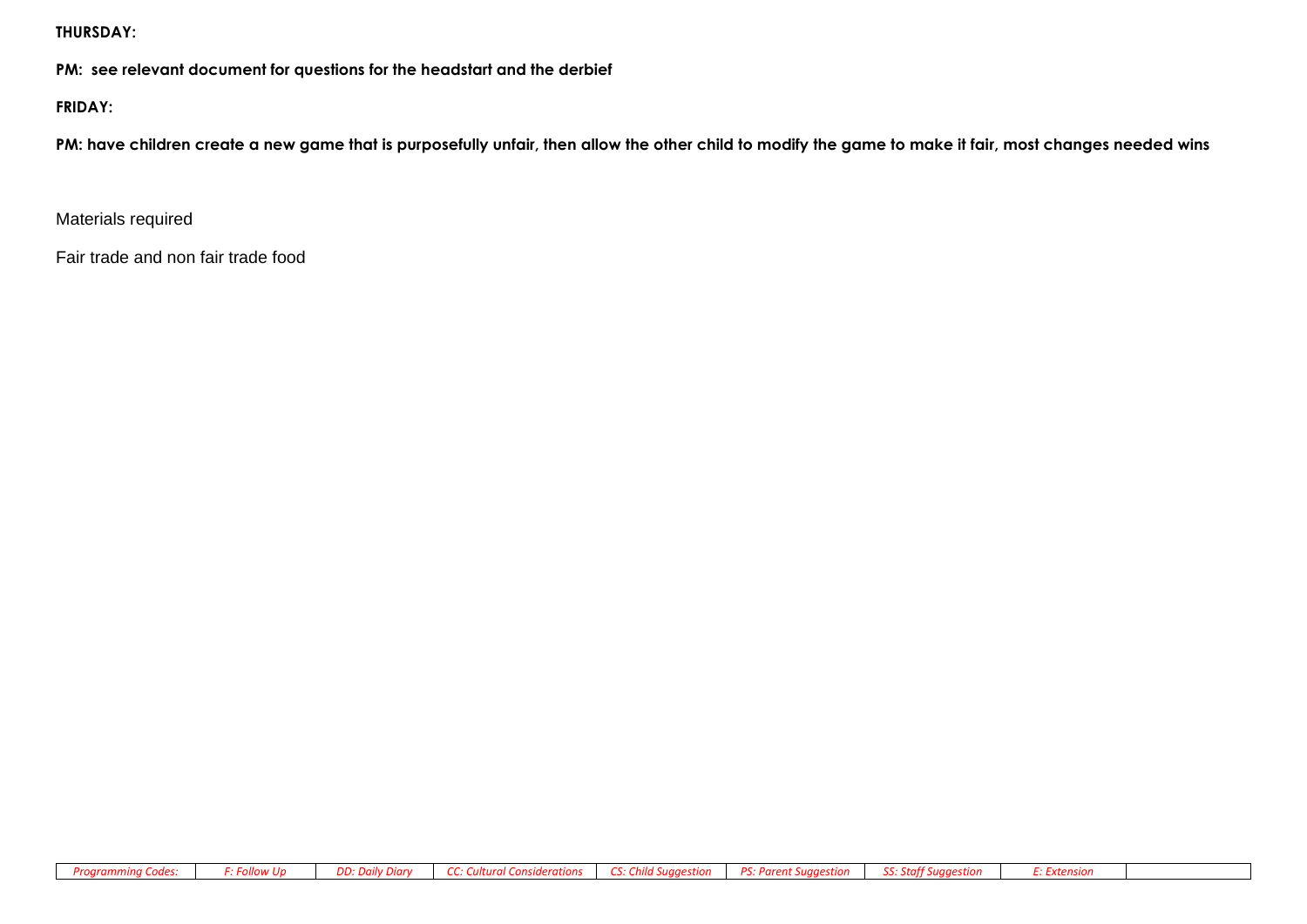**THURSDAY:**

**PM: see relevant document for questions for the headstart and the derbief**

**FRIDAY:**

**PM: have children create a new game that is purposefully unfair, then allow the other child to modify the game to make it fair, most changes needed wins**

Materials required

Fair trade and non fair trade food

| | | | | | | | | |
|---|---|---|---|---|---|---|---|---|
| *Programming Codes:* | *F: Follow Up* | *DD: Daily Diary* | *CC: Cultural Considerations* | *CS: Child Suggestion* | *PS: Parent Suggestion* | *SS: Staff Suggestion* | *E: Extension* | |